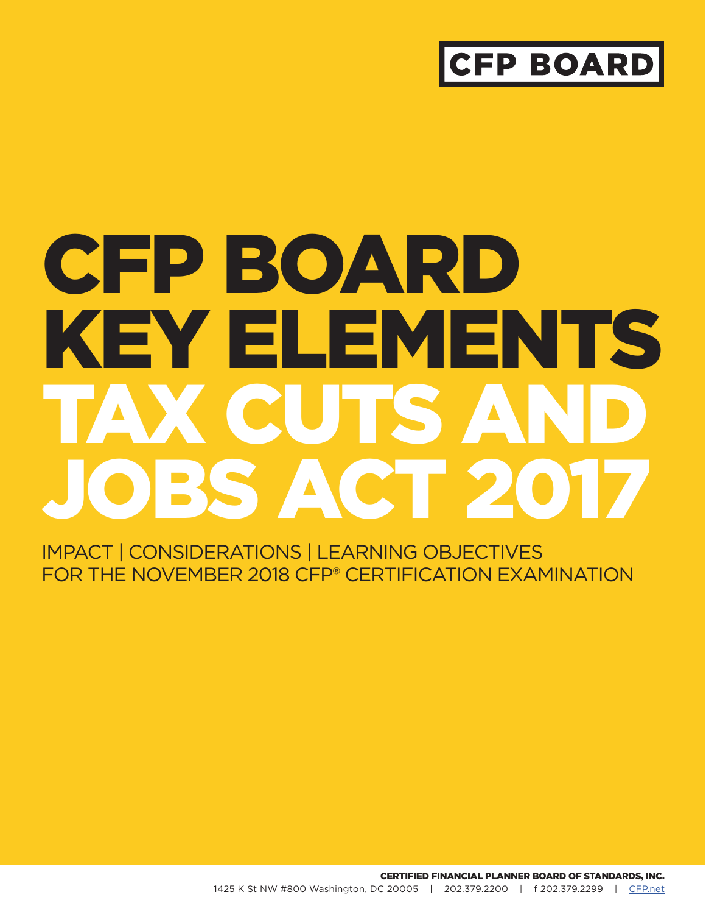CFP BOARD

# CFP BOARD KEY ELEMENTS TAX CUTS AND JOBS ACT 2017

IMPACT | CONSIDERATIONS | LEARNING OBJECTIVES
FOR THE NOVEMBER 2018 CFP® CERTIFICATION EXAMINATION

**CERTIFIED FINANCIAL PLANNER BOARD OF STANDARDS, INC.**
1425 K St NW #800 Washington, DC 20005 | 202.379.2200 | f 202.379.2299 | CFP.net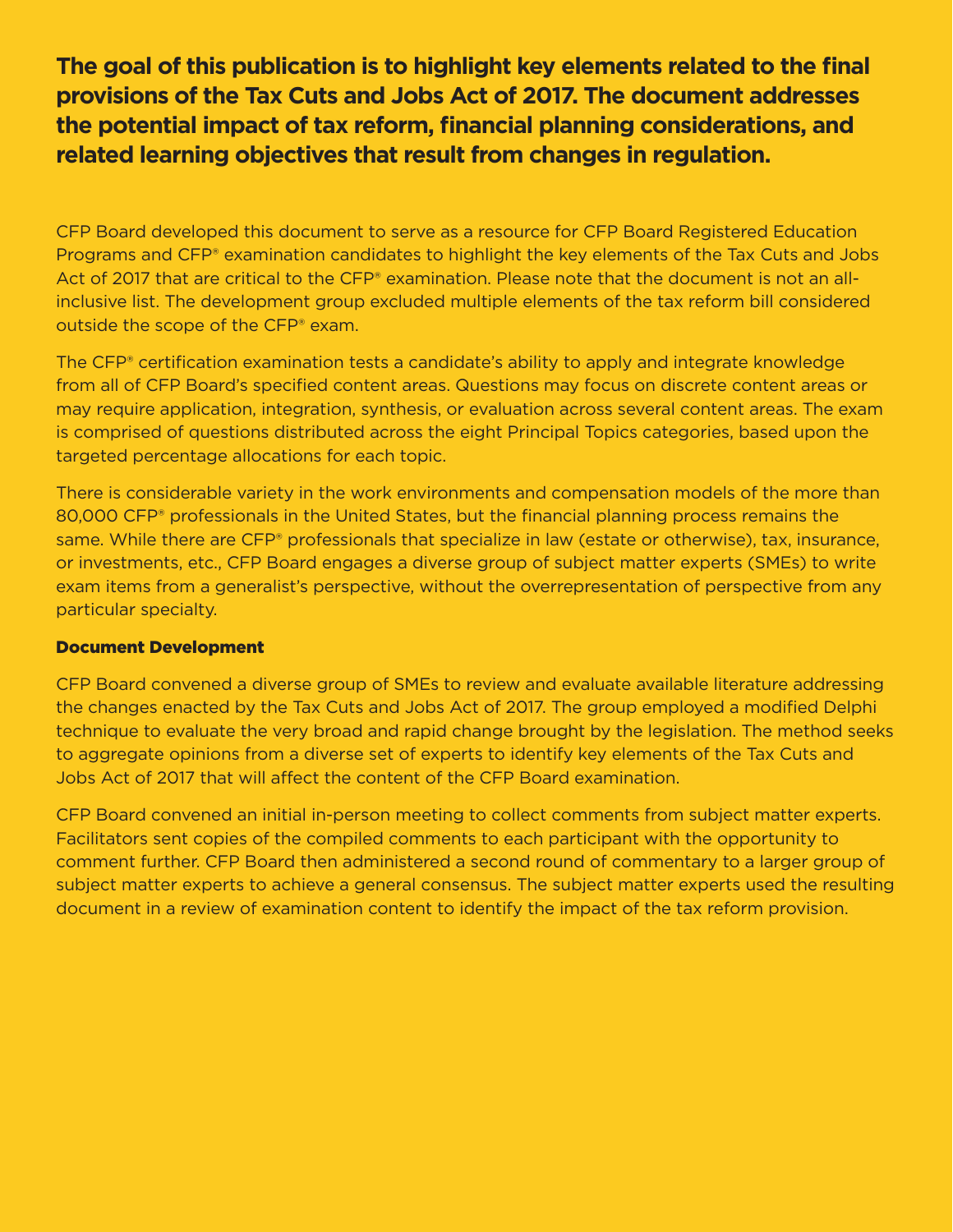**The goal of this publication is to highlight key elements related to the final provisions of the Tax Cuts and Jobs Act of 2017. The document addresses the potential impact of tax reform, financial planning considerations, and related learning objectives that result from changes in regulation.**

CFP Board developed this document to serve as a resource for CFP Board Registered Education Programs and CFP® examination candidates to highlight the key elements of the Tax Cuts and Jobs Act of 2017 that are critical to the CFP® examination. Please note that the document is not an all-inclusive list. The development group excluded multiple elements of the tax reform bill considered outside the scope of the CFP® exam.

The CFP® certification examination tests a candidate's ability to apply and integrate knowledge from all of CFP Board's specified content areas. Questions may focus on discrete content areas or may require application, integration, synthesis, or evaluation across several content areas. The exam is comprised of questions distributed across the eight Principal Topics categories, based upon the targeted percentage allocations for each topic.

There is considerable variety in the work environments and compensation models of the more than 80,000 CFP® professionals in the United States, but the financial planning process remains the same. While there are CFP® professionals that specialize in law (estate or otherwise), tax, insurance, or investments, etc., CFP Board engages a diverse group of subject matter experts (SMEs) to write exam items from a generalist's perspective, without the overrepresentation of perspective from any particular specialty.

### Document Development

CFP Board convened a diverse group of SMEs to review and evaluate available literature addressing the changes enacted by the Tax Cuts and Jobs Act of 2017. The group employed a modified Delphi technique to evaluate the very broad and rapid change brought by the legislation. The method seeks to aggregate opinions from a diverse set of experts to identify key elements of the Tax Cuts and Jobs Act of 2017 that will affect the content of the CFP Board examination.

CFP Board convened an initial in-person meeting to collect comments from subject matter experts. Facilitators sent copies of the compiled comments to each participant with the opportunity to comment further. CFP Board then administered a second round of commentary to a larger group of subject matter experts to achieve a general consensus. The subject matter experts used the resulting document in a review of examination content to identify the impact of the tax reform provision.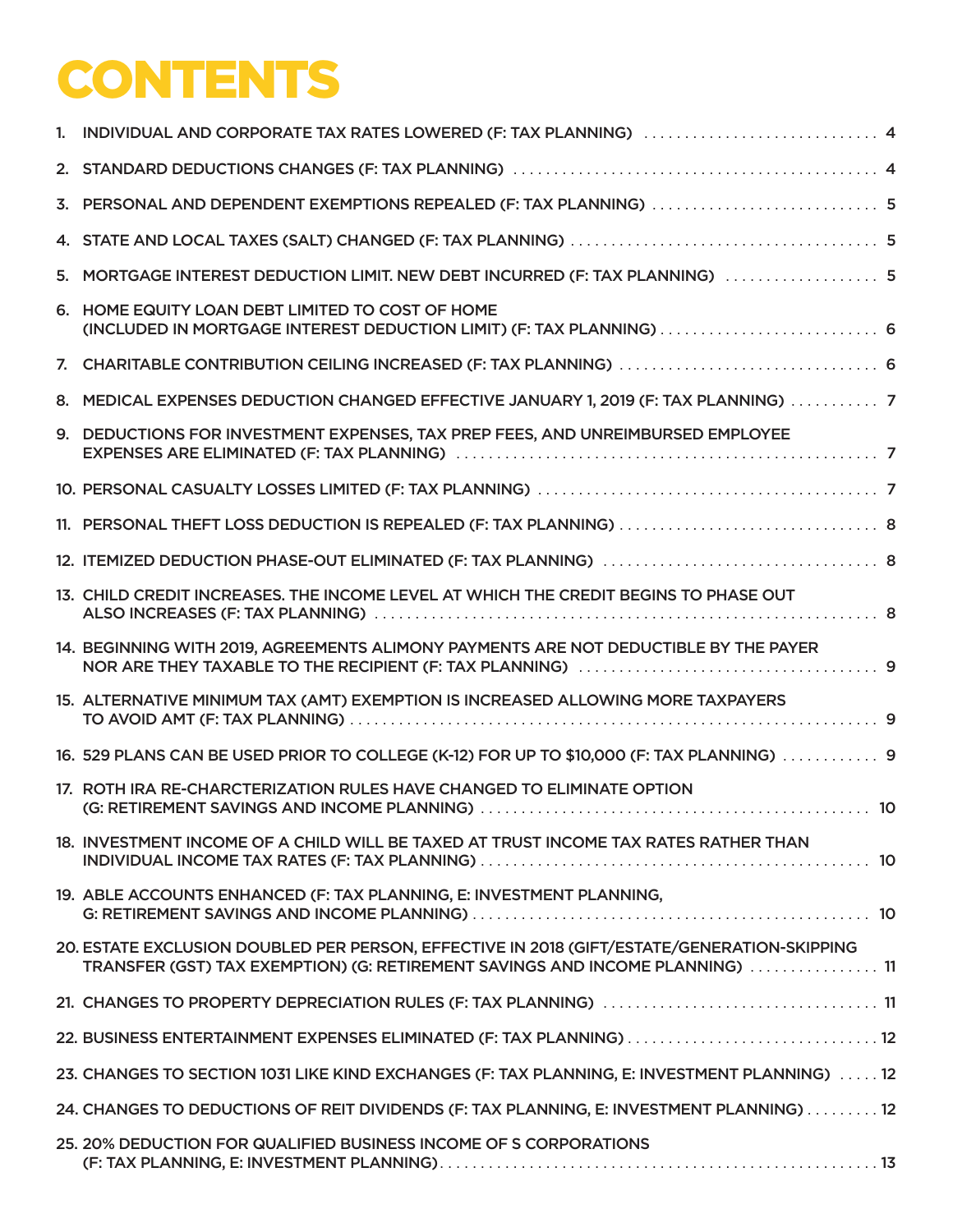# CONTENTS

1. INDIVIDUAL AND CORPORATE TAX RATES LOWERED (F: TAX PLANNING) .... 4
2. STANDARD DEDUCTIONS CHANGES (F: TAX PLANNING) .... 4
3. PERSONAL AND DEPENDENT EXEMPTIONS REPEALED (F: TAX PLANNING) .... 5
4. STATE AND LOCAL TAXES (SALT) CHANGED (F: TAX PLANNING) .... 5
5. MORTGAGE INTEREST DEDUCTION LIMIT. NEW DEBT INCURRED (F: TAX PLANNING) .... 5
6. HOME EQUITY LOAN DEBT LIMITED TO COST OF HOME (INCLUDED IN MORTGAGE INTEREST DEDUCTION LIMIT) (F: TAX PLANNING) .... 6
7. CHARITABLE CONTRIBUTION CEILING INCREASED (F: TAX PLANNING) .... 6
8. MEDICAL EXPENSES DEDUCTION CHANGED EFFECTIVE JANUARY 1, 2019 (F: TAX PLANNING) .... 7
9. DEDUCTIONS FOR INVESTMENT EXPENSES, TAX PREP FEES, AND UNREIMBURSED EMPLOYEE EXPENSES ARE ELIMINATED (F: TAX PLANNING) .... 7
10. PERSONAL CASUALTY LOSSES LIMITED (F: TAX PLANNING) .... 7
11. PERSONAL THEFT LOSS DEDUCTION IS REPEALED (F: TAX PLANNING) .... 8
12. ITEMIZED DEDUCTION PHASE-OUT ELIMINATED (F: TAX PLANNING) .... 8
13. CHILD CREDIT INCREASES. THE INCOME LEVEL AT WHICH THE CREDIT BEGINS TO PHASE OUT ALSO INCREASES (F: TAX PLANNING) .... 8
14. BEGINNING WITH 2019, AGREEMENTS ALIMONY PAYMENTS ARE NOT DEDUCTIBLE BY THE PAYER NOR ARE THEY TAXABLE TO THE RECIPIENT (F: TAX PLANNING) .... 9
15. ALTERNATIVE MINIMUM TAX (AMT) EXEMPTION IS INCREASED ALLOWING MORE TAXPAYERS TO AVOID AMT (F: TAX PLANNING) .... 9
16. 529 PLANS CAN BE USED PRIOR TO COLLEGE (K-12) FOR UP TO $10,000 (F: TAX PLANNING) .... 9
17. ROTH IRA RE-CHARCTERIZATION RULES HAVE CHANGED TO ELIMINATE OPTION (G: RETIREMENT SAVINGS AND INCOME PLANNING) .... 10
18. INVESTMENT INCOME OF A CHILD WILL BE TAXED AT TRUST INCOME TAX RATES RATHER THAN INDIVIDUAL INCOME TAX RATES (F: TAX PLANNING) .... 10
19. ABLE ACCOUNTS ENHANCED (F: TAX PLANNING, E: INVESTMENT PLANNING, G: RETIREMENT SAVINGS AND INCOME PLANNING) .... 10
20. ESTATE EXCLUSION DOUBLED PER PERSON, EFFECTIVE IN 2018 (GIFT/ESTATE/GENERATION-SKIPPING TRANSFER (GST) TAX EXEMPTION) (G: RETIREMENT SAVINGS AND INCOME PLANNING) .... 11
21. CHANGES TO PROPERTY DEPRECIATION RULES (F: TAX PLANNING) .... 11
22. BUSINESS ENTERTAINMENT EXPENSES ELIMINATED (F: TAX PLANNING) .... 12
23. CHANGES TO SECTION 1031 LIKE KIND EXCHANGES (F: TAX PLANNING, E: INVESTMENT PLANNING) .... 12
24. CHANGES TO DEDUCTIONS OF REIT DIVIDENDS (F: TAX PLANNING, E: INVESTMENT PLANNING) .... 12
25. 20% DEDUCTION FOR QUALIFIED BUSINESS INCOME OF S CORPORATIONS (F: TAX PLANNING, E: INVESTMENT PLANNING) .... 13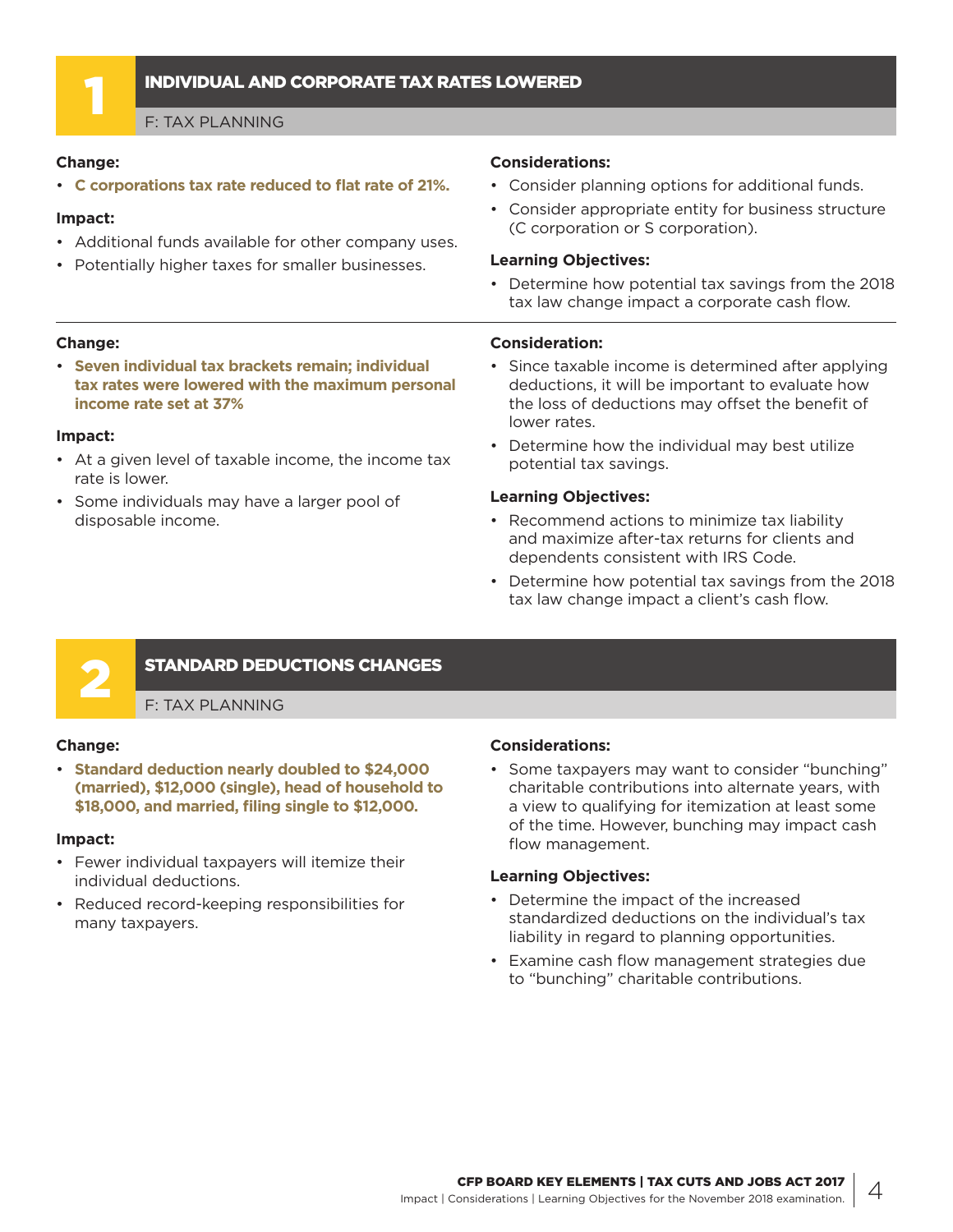## 1 INDIVIDUAL AND CORPORATE TAX RATES LOWERED

F: TAX PLANNING

**Change:**

- **C corporations tax rate reduced to flat rate of 21%.**

**Impact:**

- Additional funds available for other company uses.
- Potentially higher taxes for smaller businesses.

**Considerations:**

- Consider planning options for additional funds.
- Consider appropriate entity for business structure (C corporation or S corporation).

**Learning Objectives:**

- Determine how potential tax savings from the 2018 tax law change impact a corporate cash flow.

---

**Change:**

- **Seven individual tax brackets remain; individual tax rates were lowered with the maximum personal income rate set at 37%**

**Impact:**

- At a given level of taxable income, the income tax rate is lower.
- Some individuals may have a larger pool of disposable income.

**Consideration:**

- Since taxable income is determined after applying deductions, it will be important to evaluate how the loss of deductions may offset the benefit of lower rates.
- Determine how the individual may best utilize potential tax savings.

**Learning Objectives:**

- Recommend actions to minimize tax liability and maximize after-tax returns for clients and dependents consistent with IRS Code.
- Determine how potential tax savings from the 2018 tax law change impact a client's cash flow.

## 2 STANDARD DEDUCTIONS CHANGES

F: TAX PLANNING

**Change:**

- **Standard deduction nearly doubled to $24,000 (married), $12,000 (single), head of household to $18,000, and married, filing single to $12,000.**

**Impact:**

- Fewer individual taxpayers will itemize their individual deductions.
- Reduced record-keeping responsibilities for many taxpayers.

**Considerations:**

- Some taxpayers may want to consider "bunching" charitable contributions into alternate years, with a view to qualifying for itemization at least some of the time. However, bunching may impact cash flow management.

**Learning Objectives:**

- Determine the impact of the increased standardized deductions on the individual's tax liability in regard to planning opportunities.
- Examine cash flow management strategies due to "bunching" charitable contributions.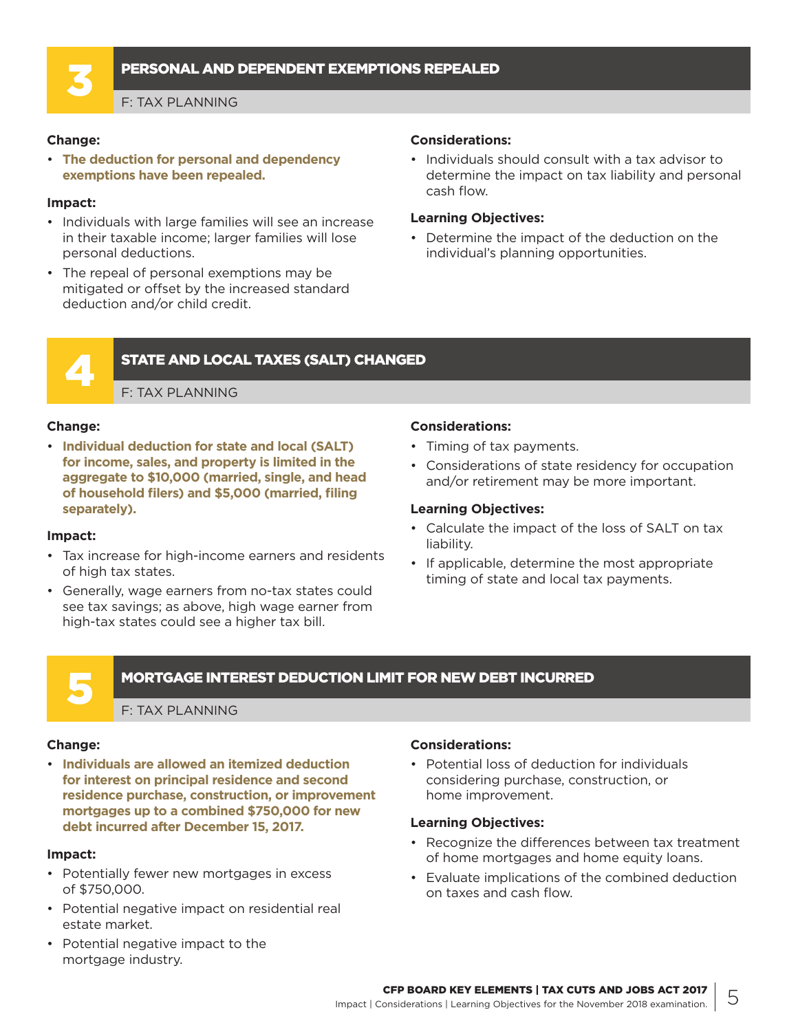## 3 PERSONAL AND DEPENDENT EXEMPTIONS REPEALED

F: TAX PLANNING

**Change:**

- **The deduction for personal and dependency exemptions have been repealed.**

**Impact:**

- Individuals with large families will see an increase in their taxable income; larger families will lose personal deductions.
- The repeal of personal exemptions may be mitigated or offset by the increased standard deduction and/or child credit.

**Considerations:**

- Individuals should consult with a tax advisor to determine the impact on tax liability and personal cash flow.

**Learning Objectives:**

- Determine the impact of the deduction on the individual's planning opportunities.

## 4 STATE AND LOCAL TAXES (SALT) CHANGED

F: TAX PLANNING

**Change:**

- **Individual deduction for state and local (SALT) for income, sales, and property is limited in the aggregate to $10,000 (married, single, and head of household filers) and $5,000 (married, filing separately).**

**Impact:**

- Tax increase for high-income earners and residents of high tax states.
- Generally, wage earners from no-tax states could see tax savings; as above, high wage earner from high-tax states could see a higher tax bill.

**Considerations:**

- Timing of tax payments.
- Considerations of state residency for occupation and/or retirement may be more important.

**Learning Objectives:**

- Calculate the impact of the loss of SALT on tax liability.
- If applicable, determine the most appropriate timing of state and local tax payments.

## 5 MORTGAGE INTEREST DEDUCTION LIMIT FOR NEW DEBT INCURRED

F: TAX PLANNING

**Change:**

- **Individuals are allowed an itemized deduction for interest on principal residence and second residence purchase, construction, or improvement mortgages up to a combined $750,000 for new debt incurred after December 15, 2017.**

**Impact:**

- Potentially fewer new mortgages in excess of $750,000.
- Potential negative impact on residential real estate market.
- Potential negative impact to the mortgage industry.

**Considerations:**

- Potential loss of deduction for individuals considering purchase, construction, or home improvement.

**Learning Objectives:**

- Recognize the differences between tax treatment of home mortgages and home equity loans.
- Evaluate implications of the combined deduction on taxes and cash flow.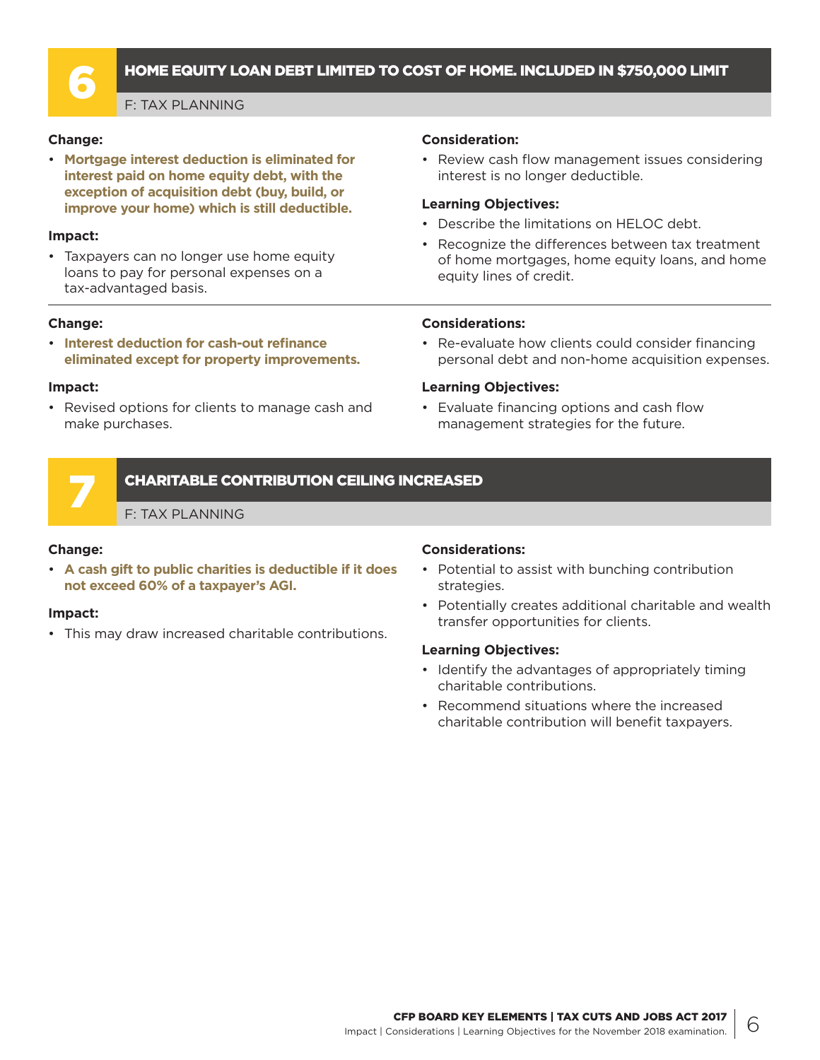## 6 HOME EQUITY LOAN DEBT LIMITED TO COST OF HOME. INCLUDED IN $750,000 LIMIT

F: TAX PLANNING

**Change:**

- **Mortgage interest deduction is eliminated for interest paid on home equity debt, with the exception of acquisition debt (buy, build, or improve your home) which is still deductible.**

**Impact:**

- Taxpayers can no longer use home equity loans to pay for personal expenses on a tax-advantaged basis.

**Consideration:**

- Review cash flow management issues considering interest is no longer deductible.

**Learning Objectives:**

- Describe the limitations on HELOC debt.
- Recognize the differences between tax treatment of home mortgages, home equity loans, and home equity lines of credit.

---

**Change:**

- **Interest deduction for cash-out refinance eliminated except for property improvements.**

**Impact:**

- Revised options for clients to manage cash and make purchases.

**Considerations:**

- Re-evaluate how clients could consider financing personal debt and non-home acquisition expenses.

**Learning Objectives:**

- Evaluate financing options and cash flow management strategies for the future.

## 7 CHARITABLE CONTRIBUTION CEILING INCREASED

F: TAX PLANNING

**Change:**

- **A cash gift to public charities is deductible if it does not exceed 60% of a taxpayer's AGI.**

**Impact:**

- This may draw increased charitable contributions.

**Considerations:**

- Potential to assist with bunching contribution strategies.
- Potentially creates additional charitable and wealth transfer opportunities for clients.

**Learning Objectives:**

- Identify the advantages of appropriately timing charitable contributions.
- Recommend situations where the increased charitable contribution will benefit taxpayers.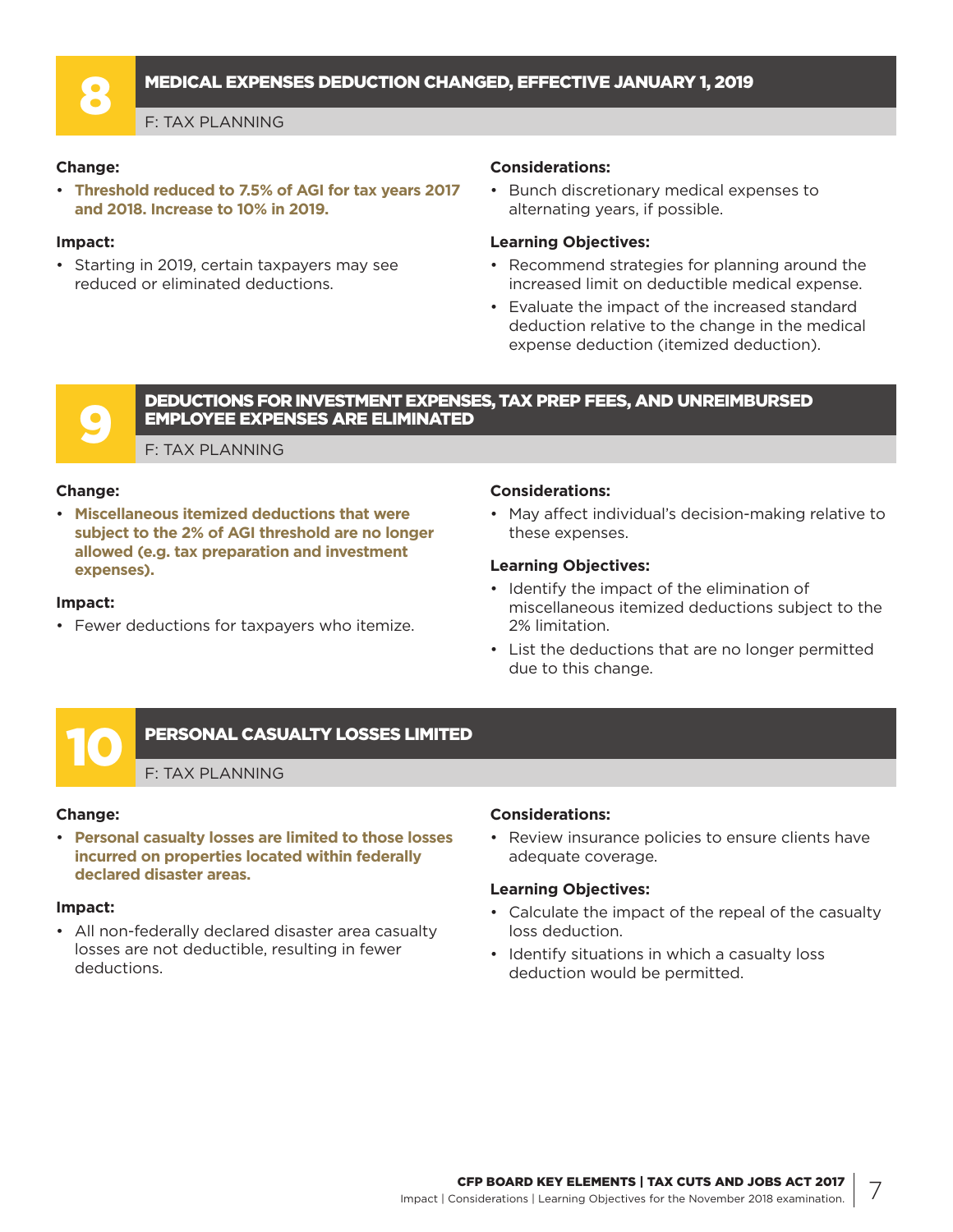## 8 MEDICAL EXPENSES DEDUCTION CHANGED, EFFECTIVE JANUARY 1, 2019

F: TAX PLANNING

**Change:**

- **Threshold reduced to 7.5% of AGI for tax years 2017 and 2018. Increase to 10% in 2019.**

**Impact:**

- Starting in 2019, certain taxpayers may see reduced or eliminated deductions.

**Considerations:**

- Bunch discretionary medical expenses to alternating years, if possible.

**Learning Objectives:**

- Recommend strategies for planning around the increased limit on deductible medical expense.
- Evaluate the impact of the increased standard deduction relative to the change in the medical expense deduction (itemized deduction).

## 9 DEDUCTIONS FOR INVESTMENT EXPENSES, TAX PREP FEES, AND UNREIMBURSED EMPLOYEE EXPENSES ARE ELIMINATED

F: TAX PLANNING

**Change:**

- **Miscellaneous itemized deductions that were subject to the 2% of AGI threshold are no longer allowed (e.g. tax preparation and investment expenses).**

**Impact:**

- Fewer deductions for taxpayers who itemize.

**Considerations:**

- May affect individual's decision-making relative to these expenses.

**Learning Objectives:**

- Identify the impact of the elimination of miscellaneous itemized deductions subject to the 2% limitation.
- List the deductions that are no longer permitted due to this change.

## 10 PERSONAL CASUALTY LOSSES LIMITED

F: TAX PLANNING

**Change:**

- **Personal casualty losses are limited to those losses incurred on properties located within federally declared disaster areas.**

**Impact:**

- All non-federally declared disaster area casualty losses are not deductible, resulting in fewer deductions.

**Considerations:**

- Review insurance policies to ensure clients have adequate coverage.

**Learning Objectives:**

- Calculate the impact of the repeal of the casualty loss deduction.
- Identify situations in which a casualty loss deduction would be permitted.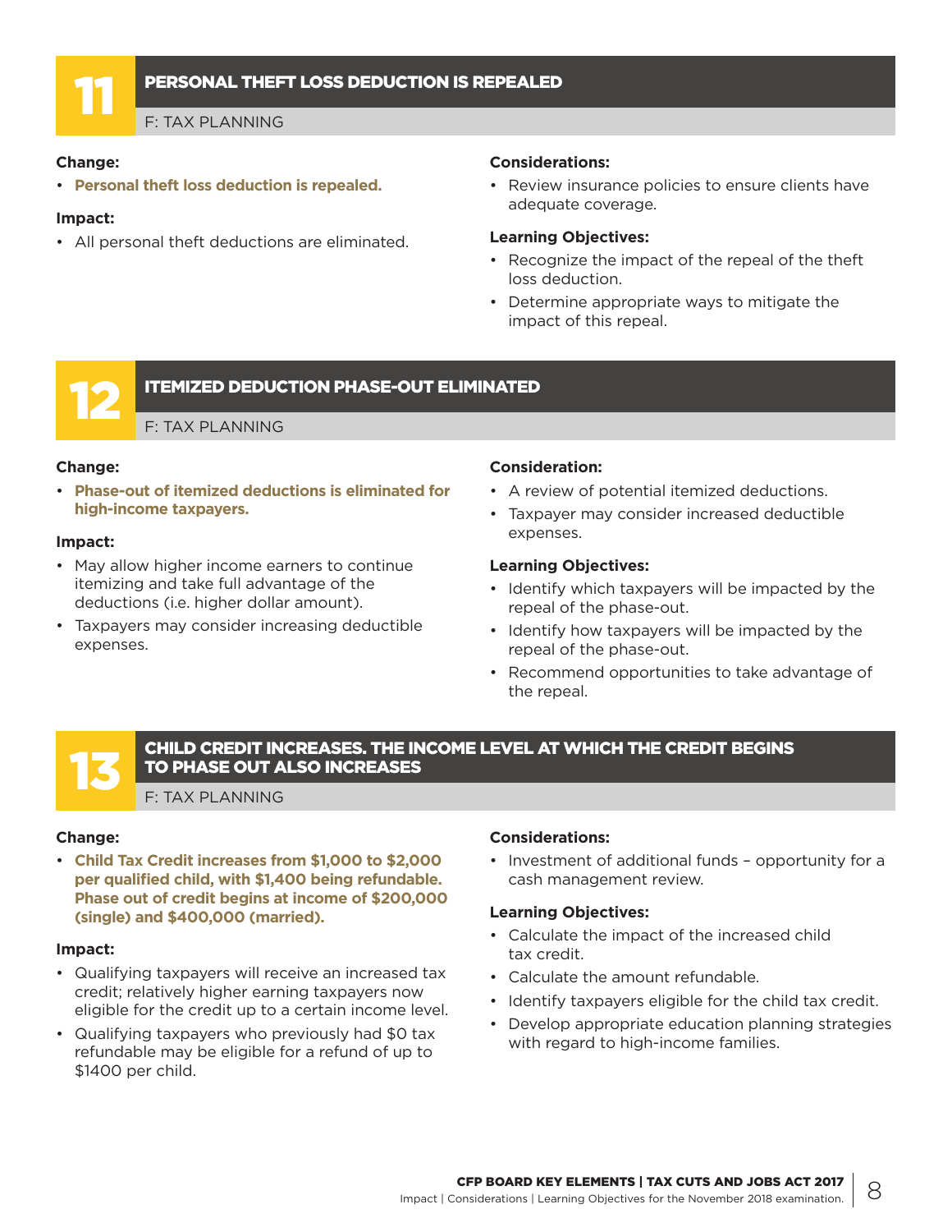## 11 PERSONAL THEFT LOSS DEDUCTION IS REPEALED

F: TAX PLANNING

**Change:**

- **Personal theft loss deduction is repealed.**

**Impact:**

- All personal theft deductions are eliminated.

**Considerations:**

- Review insurance policies to ensure clients have adequate coverage.

**Learning Objectives:**

- Recognize the impact of the repeal of the theft loss deduction.
- Determine appropriate ways to mitigate the impact of this repeal.

## 12 ITEMIZED DEDUCTION PHASE-OUT ELIMINATED

F: TAX PLANNING

**Change:**

- **Phase-out of itemized deductions is eliminated for high-income taxpayers.**

**Impact:**

- May allow higher income earners to continue itemizing and take full advantage of the deductions (i.e. higher dollar amount).
- Taxpayers may consider increasing deductible expenses.

**Consideration:**

- A review of potential itemized deductions.
- Taxpayer may consider increased deductible expenses.

**Learning Objectives:**

- Identify which taxpayers will be impacted by the repeal of the phase-out.
- Identify how taxpayers will be impacted by the repeal of the phase-out.
- Recommend opportunities to take advantage of the repeal.

## 13 CHILD CREDIT INCREASES. THE INCOME LEVEL AT WHICH THE CREDIT BEGINS TO PHASE OUT ALSO INCREASES

F: TAX PLANNING

**Change:**

- **Child Tax Credit increases from $1,000 to $2,000 per qualified child, with $1,400 being refundable. Phase out of credit begins at income of $200,000 (single) and $400,000 (married).**

**Impact:**

- Qualifying taxpayers will receive an increased tax credit; relatively higher earning taxpayers now eligible for the credit up to a certain income level.
- Qualifying taxpayers who previously had $0 tax refundable may be eligible for a refund of up to $1400 per child.

**Considerations:**

- Investment of additional funds – opportunity for a cash management review.

**Learning Objectives:**

- Calculate the impact of the increased child tax credit.
- Calculate the amount refundable.
- Identify taxpayers eligible for the child tax credit.
- Develop appropriate education planning strategies with regard to high-income families.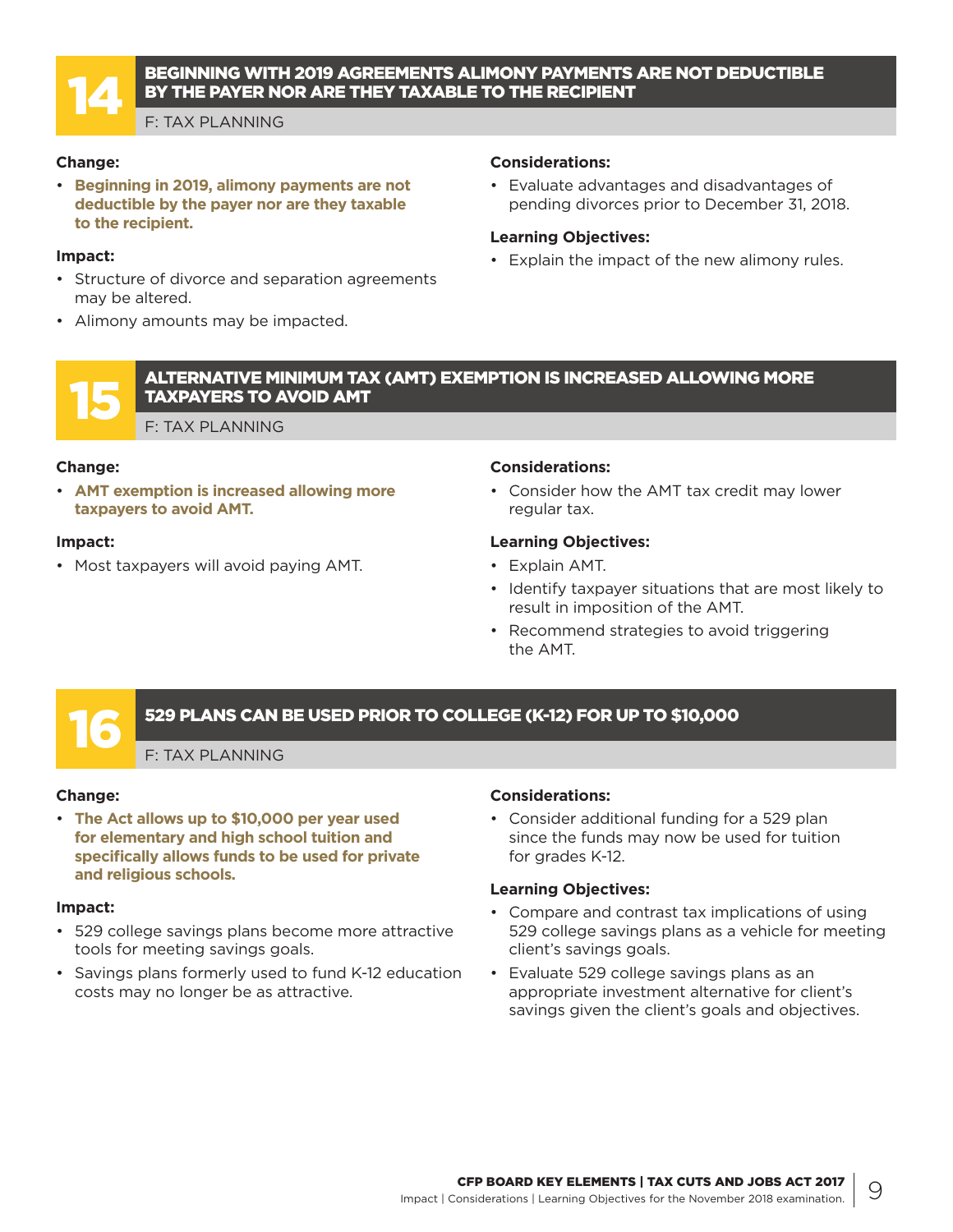## 14 BEGINNING WITH 2019 AGREEMENTS ALIMONY PAYMENTS ARE NOT DEDUCTIBLE BY THE PAYER NOR ARE THEY TAXABLE TO THE RECIPIENT

F: TAX PLANNING

**Change:**

- **Beginning in 2019, alimony payments are not deductible by the payer nor are they taxable to the recipient.**

**Impact:**

- Structure of divorce and separation agreements may be altered.
- Alimony amounts may be impacted.

**Considerations:**

- Evaluate advantages and disadvantages of pending divorces prior to December 31, 2018.

**Learning Objectives:**

- Explain the impact of the new alimony rules.

## 15 ALTERNATIVE MINIMUM TAX (AMT) EXEMPTION IS INCREASED ALLOWING MORE TAXPAYERS TO AVOID AMT

F: TAX PLANNING

**Change:**

- **AMT exemption is increased allowing more taxpayers to avoid AMT.**

**Impact:**

- Most taxpayers will avoid paying AMT.

**Considerations:**

- Consider how the AMT tax credit may lower regular tax.

**Learning Objectives:**

- Explain AMT.
- Identify taxpayer situations that are most likely to result in imposition of the AMT.
- Recommend strategies to avoid triggering the AMT.

## 16 529 PLANS CAN BE USED PRIOR TO COLLEGE (K-12) FOR UP TO $10,000

F: TAX PLANNING

**Change:**

- **The Act allows up to $10,000 per year used for elementary and high school tuition and specifically allows funds to be used for private and religious schools.**

**Impact:**

- 529 college savings plans become more attractive tools for meeting savings goals.
- Savings plans formerly used to fund K-12 education costs may no longer be as attractive.

**Considerations:**

- Consider additional funding for a 529 plan since the funds may now be used for tuition for grades K-12.

**Learning Objectives:**

- Compare and contrast tax implications of using 529 college savings plans as a vehicle for meeting client's savings goals.
- Evaluate 529 college savings plans as an appropriate investment alternative for client's savings given the client's goals and objectives.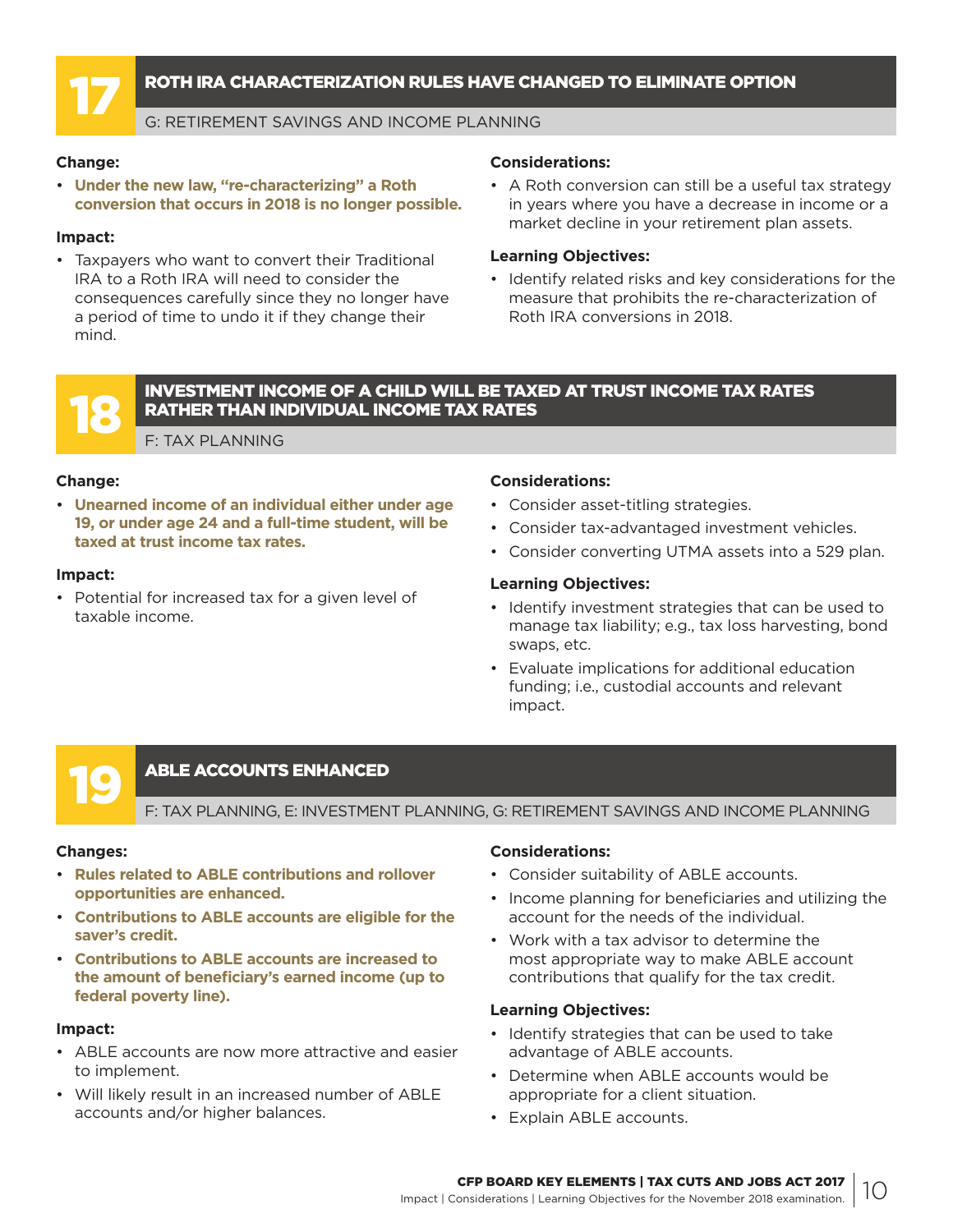## 17 ROTH IRA CHARACTERIZATION RULES HAVE CHANGED TO ELIMINATE OPTION

G: RETIREMENT SAVINGS AND INCOME PLANNING

**Change:**

- **Under the new law, "re-characterizing" a Roth conversion that occurs in 2018 is no longer possible.**

**Impact:**

- Taxpayers who want to convert their Traditional IRA to a Roth IRA will need to consider the consequences carefully since they no longer have a period of time to undo it if they change their mind.

**Considerations:**

- A Roth conversion can still be a useful tax strategy in years where you have a decrease in income or a market decline in your retirement plan assets.

**Learning Objectives:**

- Identify related risks and key considerations for the measure that prohibits the re-characterization of Roth IRA conversions in 2018.

## 18 INVESTMENT INCOME OF A CHILD WILL BE TAXED AT TRUST INCOME TAX RATES RATHER THAN INDIVIDUAL INCOME TAX RATES

F: TAX PLANNING

**Change:**

- **Unearned income of an individual either under age 19, or under age 24 and a full-time student, will be taxed at trust income tax rates.**

**Impact:**

- Potential for increased tax for a given level of taxable income.

**Considerations:**

- Consider asset-titling strategies.
- Consider tax-advantaged investment vehicles.
- Consider converting UTMA assets into a 529 plan.

**Learning Objectives:**

- Identify investment strategies that can be used to manage tax liability; e.g., tax loss harvesting, bond swaps, etc.
- Evaluate implications for additional education funding; i.e., custodial accounts and relevant impact.

## 19 ABLE ACCOUNTS ENHANCED

F: TAX PLANNING, E: INVESTMENT PLANNING, G: RETIREMENT SAVINGS AND INCOME PLANNING

**Changes:**

- **Rules related to ABLE contributions and rollover opportunities are enhanced.**
- **Contributions to ABLE accounts are eligible for the saver's credit.**
- **Contributions to ABLE accounts are increased to the amount of beneficiary's earned income (up to federal poverty line).**

**Impact:**

- ABLE accounts are now more attractive and easier to implement.
- Will likely result in an increased number of ABLE accounts and/or higher balances.

**Considerations:**

- Consider suitability of ABLE accounts.
- Income planning for beneficiaries and utilizing the account for the needs of the individual.
- Work with a tax advisor to determine the most appropriate way to make ABLE account contributions that qualify for the tax credit.

**Learning Objectives:**

- Identify strategies that can be used to take advantage of ABLE accounts.
- Determine when ABLE accounts would be appropriate for a client situation.
- Explain ABLE accounts.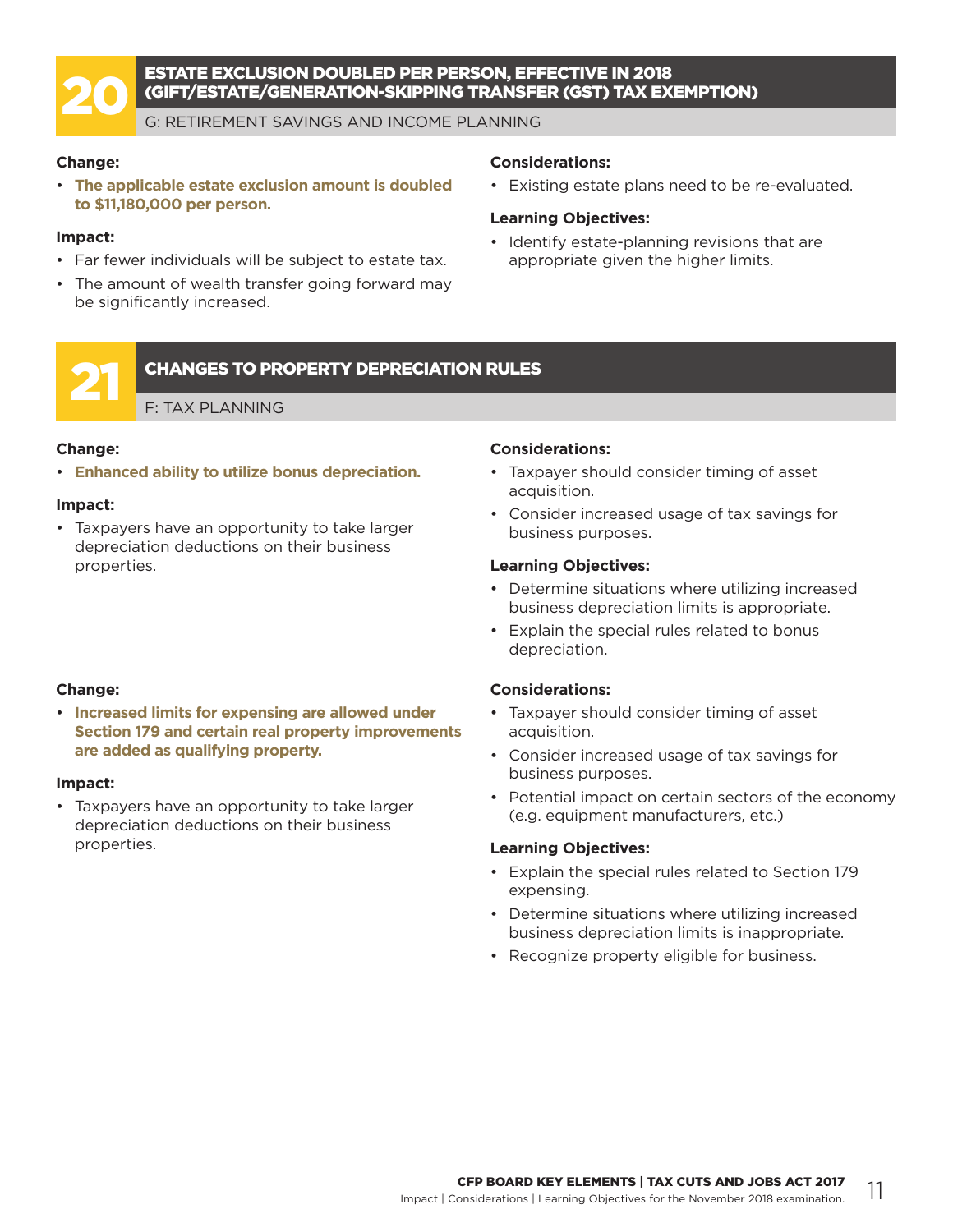## 20 ESTATE EXCLUSION DOUBLED PER PERSON, EFFECTIVE IN 2018 (GIFT/ESTATE/GENERATION-SKIPPING TRANSFER (GST) TAX EXEMPTION)

G: RETIREMENT SAVINGS AND INCOME PLANNING

**Change:**

- **The applicable estate exclusion amount is doubled to $11,180,000 per person.**

**Impact:**

- Far fewer individuals will be subject to estate tax.
- The amount of wealth transfer going forward may be significantly increased.

**Considerations:**

- Existing estate plans need to be re-evaluated.

**Learning Objectives:**

- Identify estate-planning revisions that are appropriate given the higher limits.

## 21 CHANGES TO PROPERTY DEPRECIATION RULES

F: TAX PLANNING

**Change:**

- **Enhanced ability to utilize bonus depreciation.**

**Impact:**

- Taxpayers have an opportunity to take larger depreciation deductions on their business properties.

**Considerations:**

- Taxpayer should consider timing of asset acquisition.
- Consider increased usage of tax savings for business purposes.

**Learning Objectives:**

- Determine situations where utilizing increased business depreciation limits is appropriate.
- Explain the special rules related to bonus depreciation.

---

**Change:**

- **Increased limits for expensing are allowed under Section 179 and certain real property improvements are added as qualifying property.**

**Impact:**

- Taxpayers have an opportunity to take larger depreciation deductions on their business properties.

**Considerations:**

- Taxpayer should consider timing of asset acquisition.
- Consider increased usage of tax savings for business purposes.
- Potential impact on certain sectors of the economy (e.g. equipment manufacturers, etc.)

**Learning Objectives:**

- Explain the special rules related to Section 179 expensing.
- Determine situations where utilizing increased business depreciation limits is inappropriate.
- Recognize property eligible for business.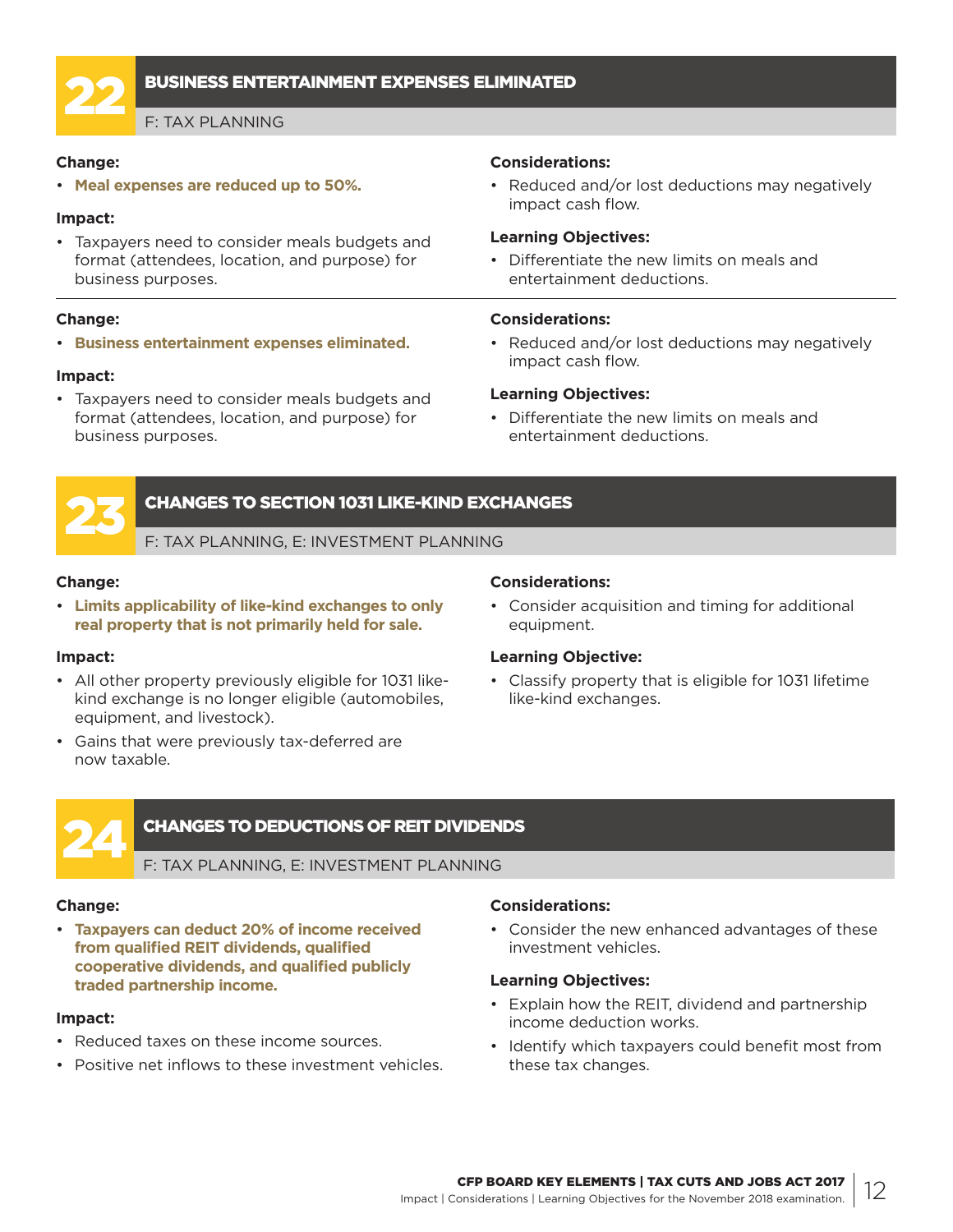## 22 BUSINESS ENTERTAINMENT EXPENSES ELIMINATED

F: TAX PLANNING

**Change:**

- **Meal expenses are reduced up to 50%.**

**Impact:**

- Taxpayers need to consider meals budgets and format (attendees, location, and purpose) for business purposes.

**Considerations:**

- Reduced and/or lost deductions may negatively impact cash flow.

**Learning Objectives:**

- Differentiate the new limits on meals and entertainment deductions.

**Change:**

- **Business entertainment expenses eliminated.**

**Impact:**

- Taxpayers need to consider meals budgets and format (attendees, location, and purpose) for business purposes.

**Considerations:**

- Reduced and/or lost deductions may negatively impact cash flow.

**Learning Objectives:**

- Differentiate the new limits on meals and entertainment deductions.

## 23 CHANGES TO SECTION 1031 LIKE-KIND EXCHANGES

F: TAX PLANNING, E: INVESTMENT PLANNING

**Change:**

- **Limits applicability of like-kind exchanges to only real property that is not primarily held for sale.**

**Impact:**

- All other property previously eligible for 1031 like-kind exchange is no longer eligible (automobiles, equipment, and livestock).
- Gains that were previously tax-deferred are now taxable.

**Considerations:**

- Consider acquisition and timing for additional equipment.

**Learning Objective:**

- Classify property that is eligible for 1031 lifetime like-kind exchanges.

## 24 CHANGES TO DEDUCTIONS OF REIT DIVIDENDS

F: TAX PLANNING, E: INVESTMENT PLANNING

**Change:**

- **Taxpayers can deduct 20% of income received from qualified REIT dividends, qualified cooperative dividends, and qualified publicly traded partnership income.**

**Impact:**

- Reduced taxes on these income sources.
- Positive net inflows to these investment vehicles.

**Considerations:**

- Consider the new enhanced advantages of these investment vehicles.

**Learning Objectives:**

- Explain how the REIT, dividend and partnership income deduction works.
- Identify which taxpayers could benefit most from these tax changes.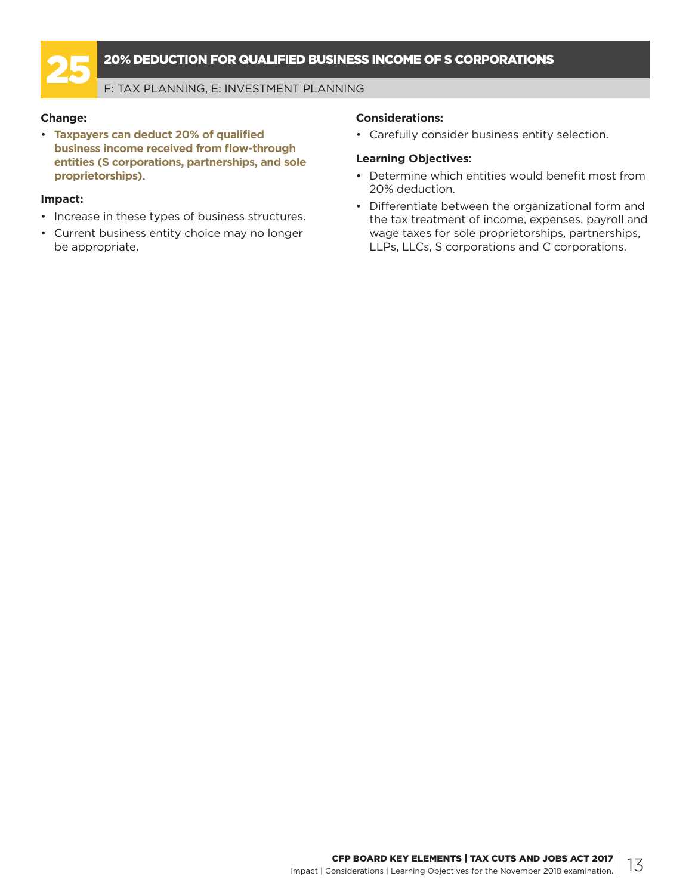## 25 20% DEDUCTION FOR QUALIFIED BUSINESS INCOME OF S CORPORATIONS

F: TAX PLANNING, E: INVESTMENT PLANNING

**Change:**

- **Taxpayers can deduct 20% of qualified business income received from flow-through entities (S corporations, partnerships, and sole proprietorships).**

**Impact:**

- Increase in these types of business structures.
- Current business entity choice may no longer be appropriate.

**Considerations:**

- Carefully consider business entity selection.

**Learning Objectives:**

- Determine which entities would benefit most from 20% deduction.
- Differentiate between the organizational form and the tax treatment of income, expenses, payroll and wage taxes for sole proprietorships, partnerships, LLPs, LLCs, S corporations and C corporations.